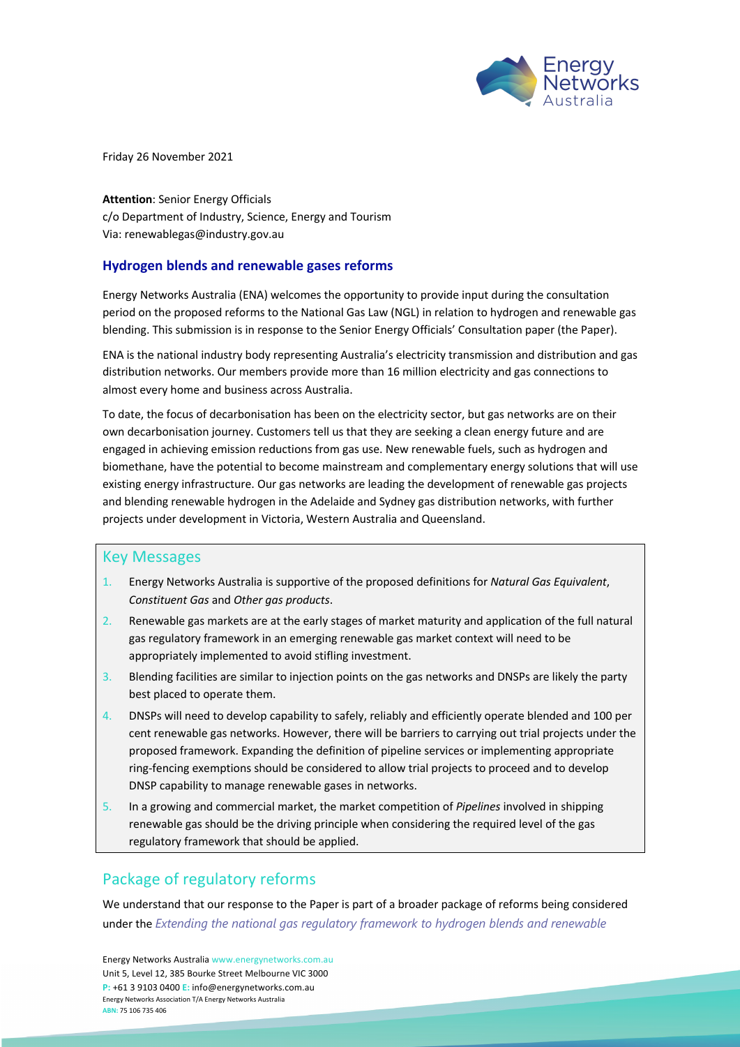Friday 26 November 2021

**Attention**: Senior Energy Officials
c/o Department of Industry, Science, Energy and Tourism
Via: renewablegas@industry.gov.au

## Hydrogen blends and renewable gases reforms

Energy Networks Australia (ENA) welcomes the opportunity to provide input during the consultation period on the proposed reforms to the National Gas Law (NGL) in relation to hydrogen and renewable gas blending. This submission is in response to the Senior Energy Officials' Consultation paper (the Paper).

ENA is the national industry body representing Australia's electricity transmission and distribution and gas distribution networks. Our members provide more than 16 million electricity and gas connections to almost every home and business across Australia.

To date, the focus of decarbonisation has been on the electricity sector, but gas networks are on their own decarbonisation journey. Customers tell us that they are seeking a clean energy future and are engaged in achieving emission reductions from gas use. New renewable fuels, such as hydrogen and biomethane, have the potential to become mainstream and complementary energy solutions that will use existing energy infrastructure. Our gas networks are leading the development of renewable gas projects and blending renewable hydrogen in the Adelaide and Sydney gas distribution networks, with further projects under development in Victoria, Western Australia and Queensland.

### Key Messages

1. Energy Networks Australia is supportive of the proposed definitions for *Natural Gas Equivalent*, *Constituent Gas* and *Other gas products*.
2. Renewable gas markets are at the early stages of market maturity and application of the full natural gas regulatory framework in an emerging renewable gas market context will need to be appropriately implemented to avoid stifling investment.
3. Blending facilities are similar to injection points on the gas networks and DNSPs are likely the party best placed to operate them.
4. DNSPs will need to develop capability to safely, reliably and efficiently operate blended and 100 per cent renewable gas networks. However, there will be barriers to carrying out trial projects under the proposed framework. Expanding the definition of pipeline services or implementing appropriate ring-fencing exemptions should be considered to allow trial projects to proceed and to develop DNSP capability to manage renewable gases in networks.
5. In a growing and commercial market, the market competition of *Pipelines* involved in shipping renewable gas should be the driving principle when considering the required level of the gas regulatory framework that should be applied.

## Package of regulatory reforms

We understand that our response to the Paper is part of a broader package of reforms being considered under the *Extending the national gas regulatory framework to hydrogen blends and renewable*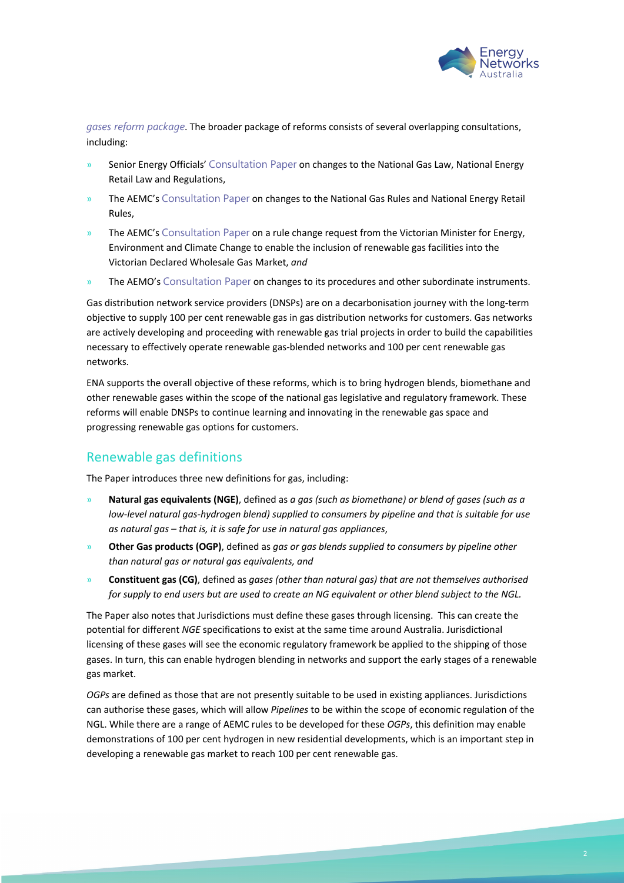*gases reform package*. The broader package of reforms consists of several overlapping consultations, including:

- Senior Energy Officials' Consultation Paper on changes to the National Gas Law, National Energy Retail Law and Regulations,
- The AEMC's Consultation Paper on changes to the National Gas Rules and National Energy Retail Rules,
- The AEMC's Consultation Paper on a rule change request from the Victorian Minister for Energy, Environment and Climate Change to enable the inclusion of renewable gas facilities into the Victorian Declared Wholesale Gas Market, *and*
- The AEMO's Consultation Paper on changes to its procedures and other subordinate instruments.

Gas distribution network service providers (DNSPs) are on a decarbonisation journey with the long-term objective to supply 100 per cent renewable gas in gas distribution networks for customers. Gas networks are actively developing and proceeding with renewable gas trial projects in order to build the capabilities necessary to effectively operate renewable gas-blended networks and 100 per cent renewable gas networks.

ENA supports the overall objective of these reforms, which is to bring hydrogen blends, biomethane and other renewable gases within the scope of the national gas legislative and regulatory framework. These reforms will enable DNSPs to continue learning and innovating in the renewable gas space and progressing renewable gas options for customers.

## Renewable gas definitions

The Paper introduces three new definitions for gas, including:

- **Natural gas equivalents (NGE)**, defined as *a gas (such as biomethane) or blend of gases (such as a low-level natural gas-hydrogen blend) supplied to consumers by pipeline and that is suitable for use as natural gas – that is, it is safe for use in natural gas appliances*,
- **Other Gas products (OGP)**, defined as *gas or gas blends supplied to consumers by pipeline other than natural gas or natural gas equivalents, and*
- **Constituent gas (CG)**, defined as *gases (other than natural gas) that are not themselves authorised for supply to end users but are used to create an NG equivalent or other blend subject to the NGL.*

The Paper also notes that Jurisdictions must define these gases through licensing. This can create the potential for different *NGE* specifications to exist at the same time around Australia. Jurisdictional licensing of these gases will see the economic regulatory framework be applied to the shipping of those gases. In turn, this can enable hydrogen blending in networks and support the early stages of a renewable gas market.

*OGPs* are defined as those that are not presently suitable to be used in existing appliances. Jurisdictions can authorise these gases, which will allow *Pipelines* to be within the scope of economic regulation of the NGL. While there are a range of AEMC rules to be developed for these *OGPs*, this definition may enable demonstrations of 100 per cent hydrogen in new residential developments, which is an important step in developing a renewable gas market to reach 100 per cent renewable gas.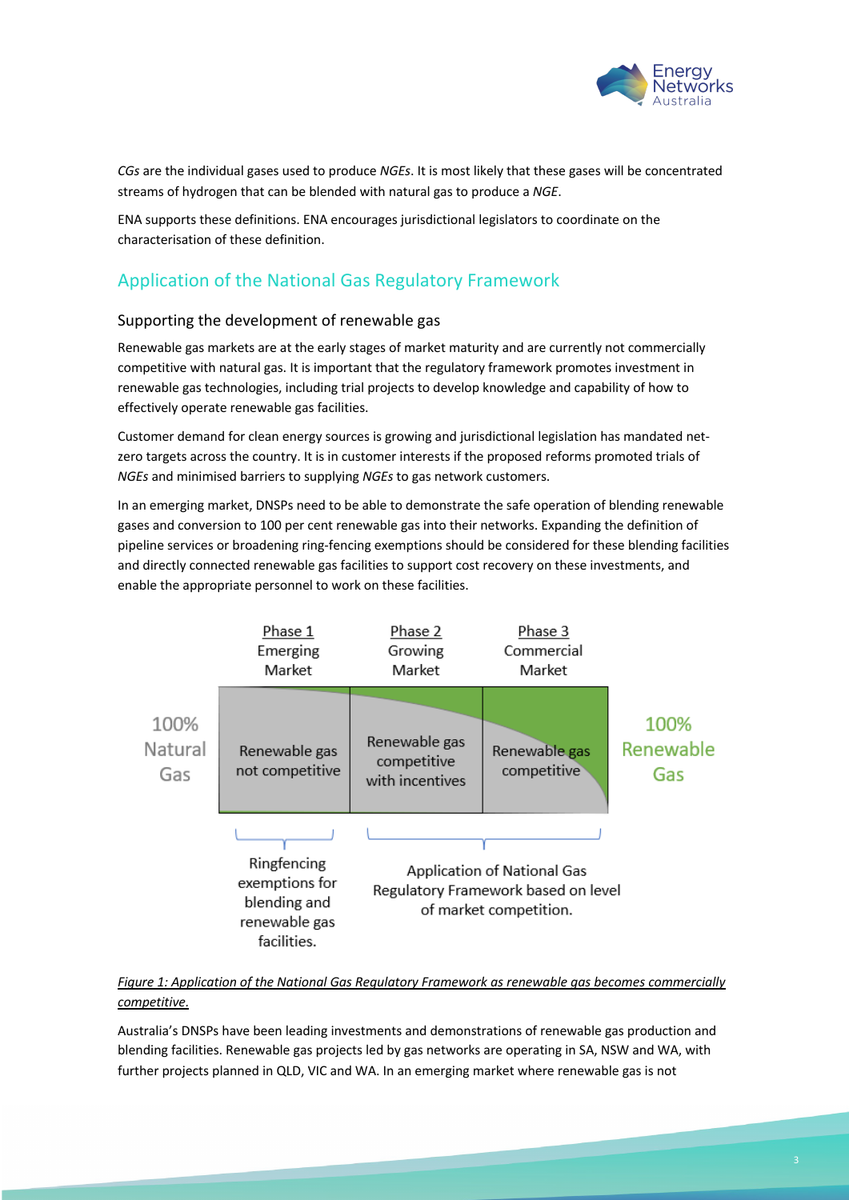*CGs* are the individual gases used to produce *NGEs*. It is most likely that these gases will be concentrated streams of hydrogen that can be blended with natural gas to produce a *NGE*.

ENA supports these definitions. ENA encourages jurisdictional legislators to coordinate on the characterisation of these definition.

## Application of the National Gas Regulatory Framework

### Supporting the development of renewable gas

Renewable gas markets are at the early stages of market maturity and are currently not commercially competitive with natural gas. It is important that the regulatory framework promotes investment in renewable gas technologies, including trial projects to develop knowledge and capability of how to effectively operate renewable gas facilities.

Customer demand for clean energy sources is growing and jurisdictional legislation has mandated net-zero targets across the country. It is in customer interests if the proposed reforms promoted trials of *NGEs* and minimised barriers to supplying *NGEs* to gas network customers.

In an emerging market, DNSPs need to be able to demonstrate the safe operation of blending renewable gases and conversion to 100 per cent renewable gas into their networks. Expanding the definition of pipeline services or broadening ring-fencing exemptions should be considered for these blending facilities and directly connected renewable gas facilities to support cost recovery on these investments, and enable the appropriate personnel to work on these facilities.

| | Phase 1 Emerging Market | Phase 2 Growing Market | Phase 3 Commercial Market | |
|---|---|---|---|---|
| 100% Natural Gas | Renewable gas not competitive | Renewable gas competitive with incentives | Renewable gas competitive | 100% Renewable Gas |
| | Ringfencing exemptions for blending and renewable gas facilities. | Application of National Gas Regulatory Framework based on level of market competition. | | |

*Figure 1: Application of the National Gas Regulatory Framework as renewable gas becomes commercially competitive.*

Australia's DNSPs have been leading investments and demonstrations of renewable gas production and blending facilities. Renewable gas projects led by gas networks are operating in SA, NSW and WA, with further projects planned in QLD, VIC and WA. In an emerging market where renewable gas is not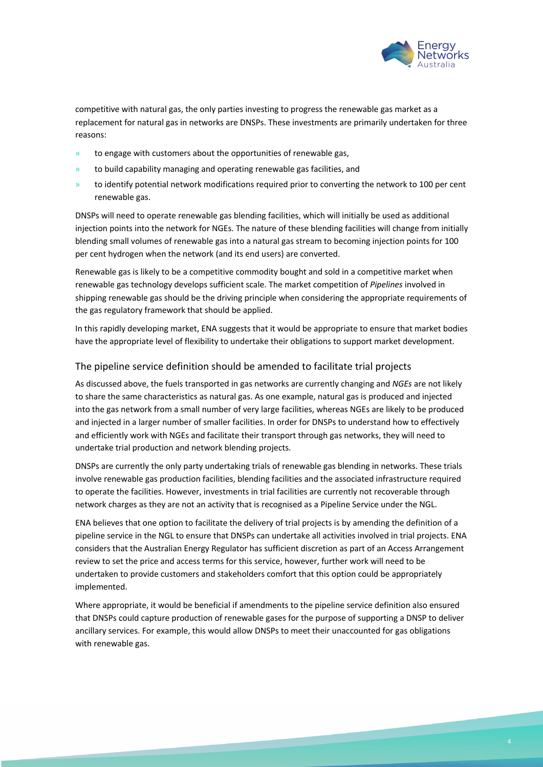competitive with natural gas, the only parties investing to progress the renewable gas market as a replacement for natural gas in networks are DNSPs. These investments are primarily undertaken for three reasons:

- to engage with customers about the opportunities of renewable gas,
- to build capability managing and operating renewable gas facilities, and
- to identify potential network modifications required prior to converting the network to 100 per cent renewable gas.

DNSPs will need to operate renewable gas blending facilities, which will initially be used as additional injection points into the network for NGEs. The nature of these blending facilities will change from initially blending small volumes of renewable gas into a natural gas stream to becoming injection points for 100 per cent hydrogen when the network (and its end users) are converted.

Renewable gas is likely to be a competitive commodity bought and sold in a competitive market when renewable gas technology develops sufficient scale. The market competition of *Pipelines* involved in shipping renewable gas should be the driving principle when considering the appropriate requirements of the gas regulatory framework that should be applied.

In this rapidly developing market, ENA suggests that it would be appropriate to ensure that market bodies have the appropriate level of flexibility to undertake their obligations to support market development.

## The pipeline service definition should be amended to facilitate trial projects

As discussed above, the fuels transported in gas networks are currently changing and *NGEs* are not likely to share the same characteristics as natural gas. As one example, natural gas is produced and injected into the gas network from a small number of very large facilities, whereas NGEs are likely to be produced and injected in a larger number of smaller facilities. In order for DNSPs to understand how to effectively and efficiently work with NGEs and facilitate their transport through gas networks, they will need to undertake trial production and network blending projects.

DNSPs are currently the only party undertaking trials of renewable gas blending in networks. These trials involve renewable gas production facilities, blending facilities and the associated infrastructure required to operate the facilities. However, investments in trial facilities are currently not recoverable through network charges as they are not an activity that is recognised as a Pipeline Service under the NGL.

ENA believes that one option to facilitate the delivery of trial projects is by amending the definition of a pipeline service in the NGL to ensure that DNSPs can undertake all activities involved in trial projects. ENA considers that the Australian Energy Regulator has sufficient discretion as part of an Access Arrangement review to set the price and access terms for this service, however, further work will need to be undertaken to provide customers and stakeholders comfort that this option could be appropriately implemented.

Where appropriate, it would be beneficial if amendments to the pipeline service definition also ensured that DNSPs could capture production of renewable gases for the purpose of supporting a DNSP to deliver ancillary services. For example, this would allow DNSPs to meet their unaccounted for gas obligations with renewable gas.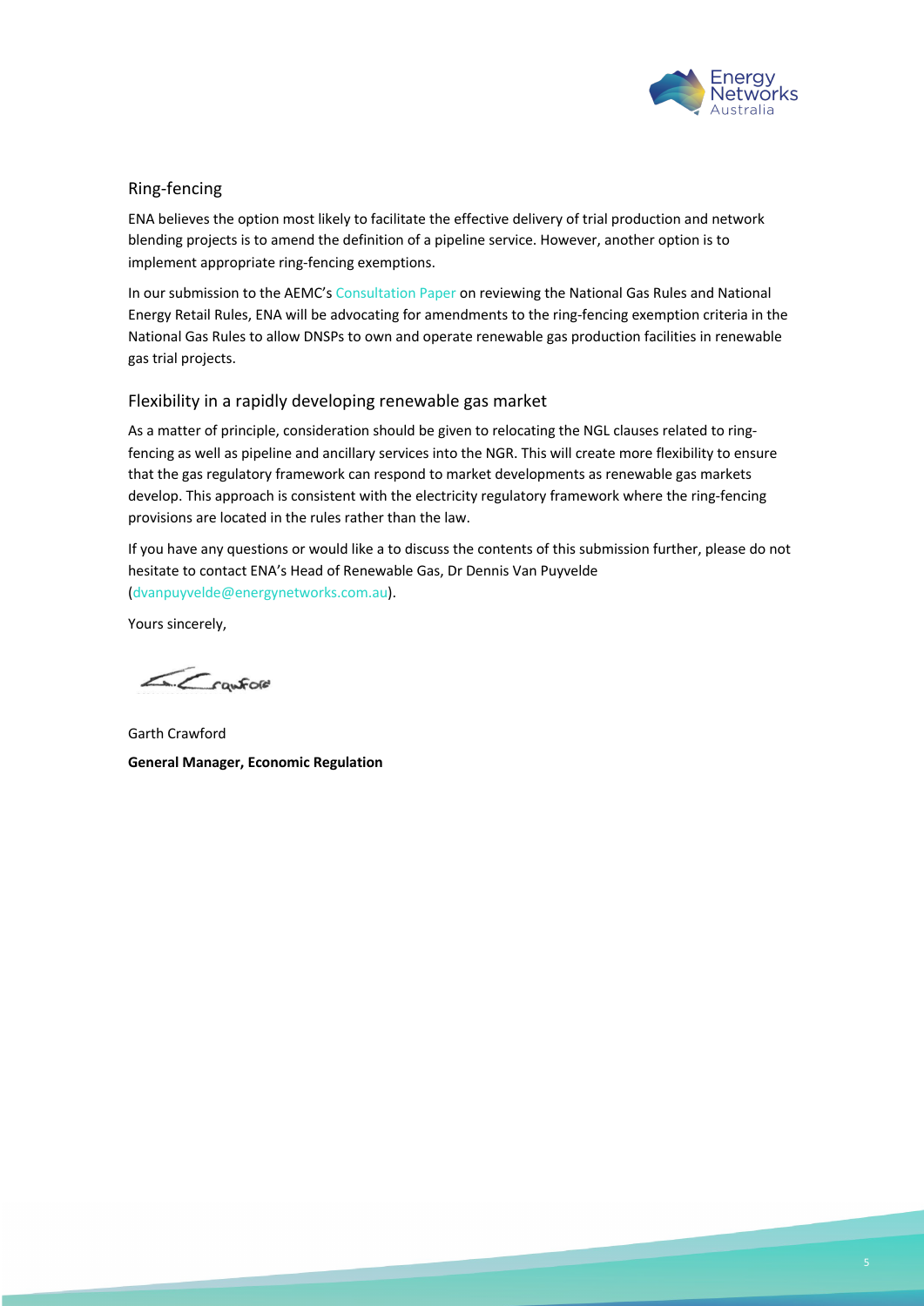## Ring-fencing

ENA believes the option most likely to facilitate the effective delivery of trial production and network blending projects is to amend the definition of a pipeline service. However, another option is to implement appropriate ring-fencing exemptions.

In our submission to the AEMC's Consultation Paper on reviewing the National Gas Rules and National Energy Retail Rules, ENA will be advocating for amendments to the ring-fencing exemption criteria in the National Gas Rules to allow DNSPs to own and operate renewable gas production facilities in renewable gas trial projects.

## Flexibility in a rapidly developing renewable gas market

As a matter of principle, consideration should be given to relocating the NGL clauses related to ring-fencing as well as pipeline and ancillary services into the NGR. This will create more flexibility to ensure that the gas regulatory framework can respond to market developments as renewable gas markets develop. This approach is consistent with the electricity regulatory framework where the ring-fencing provisions are located in the rules rather than the law.

If you have any questions or would like a to discuss the contents of this submission further, please do not hesitate to contact ENA's Head of Renewable Gas, Dr Dennis Van Puyvelde (dvanpuyvelde@energynetworks.com.au).

Yours sincerely,

Garth Crawford

**General Manager, Economic Regulation**